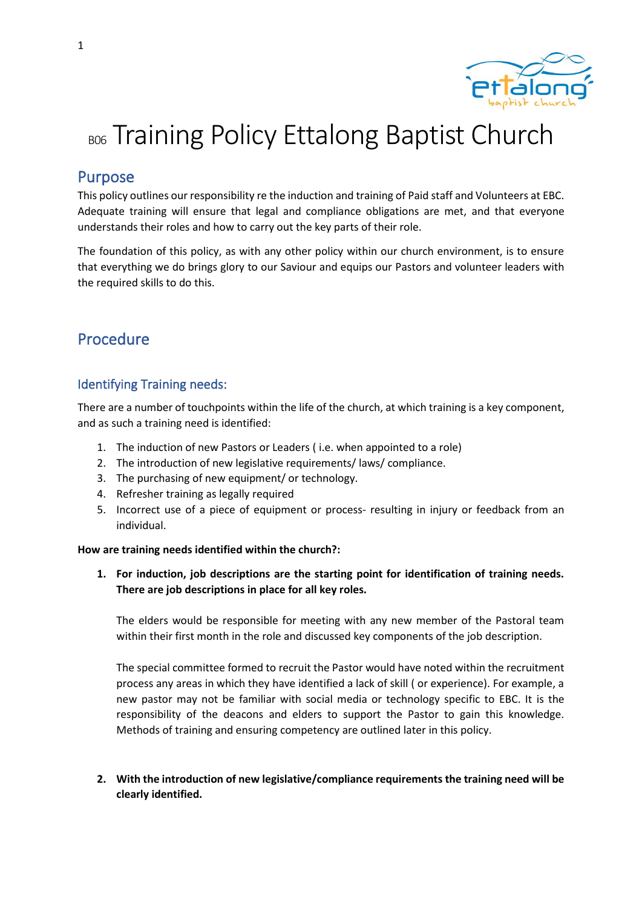# B06 Training Policy Ettalong Baptist Church

## Purpose

This policy outlines our responsibility re the induction and training of Paid staff and Volunteers at EBC. Adequate training will ensure that legal and compliance obligations are met, and that everyone understands their roles and how to carry out the key parts of their role.

The foundation of this policy, as with any other policy within our church environment, is to ensure that everything we do brings glory to our Saviour and equips our Pastors and volunteer leaders with the required skills to do this.

## Procedure

### Identifying Training needs:

There are a number of touchpoints within the life of the church, at which training is a key component, and as such a training need is identified:

1. The induction of new Pastors or Leaders ( i.e. when appointed to a role)
2. The introduction of new legislative requirements/ laws/ compliance.
3. The purchasing of new equipment/ or technology.
4. Refresher training as legally required
5. Incorrect use of a piece of equipment or process- resulting in injury or feedback from an individual.

**How are training needs identified within the church?:**

1. **For induction, job descriptions are the starting point for identification of training needs. There are job descriptions in place for all key roles.**

   The elders would be responsible for meeting with any new member of the Pastoral team within their first month in the role and discussed key components of the job description.

   The special committee formed to recruit the Pastor would have noted within the recruitment process any areas in which they have identified a lack of skill ( or experience). For example, a new pastor may not be familiar with social media or technology specific to EBC. It is the responsibility of the deacons and elders to support the Pastor to gain this knowledge. Methods of training and ensuring competency are outlined later in this policy.

2. **With the introduction of new legislative/compliance requirements the training need will be clearly identified.**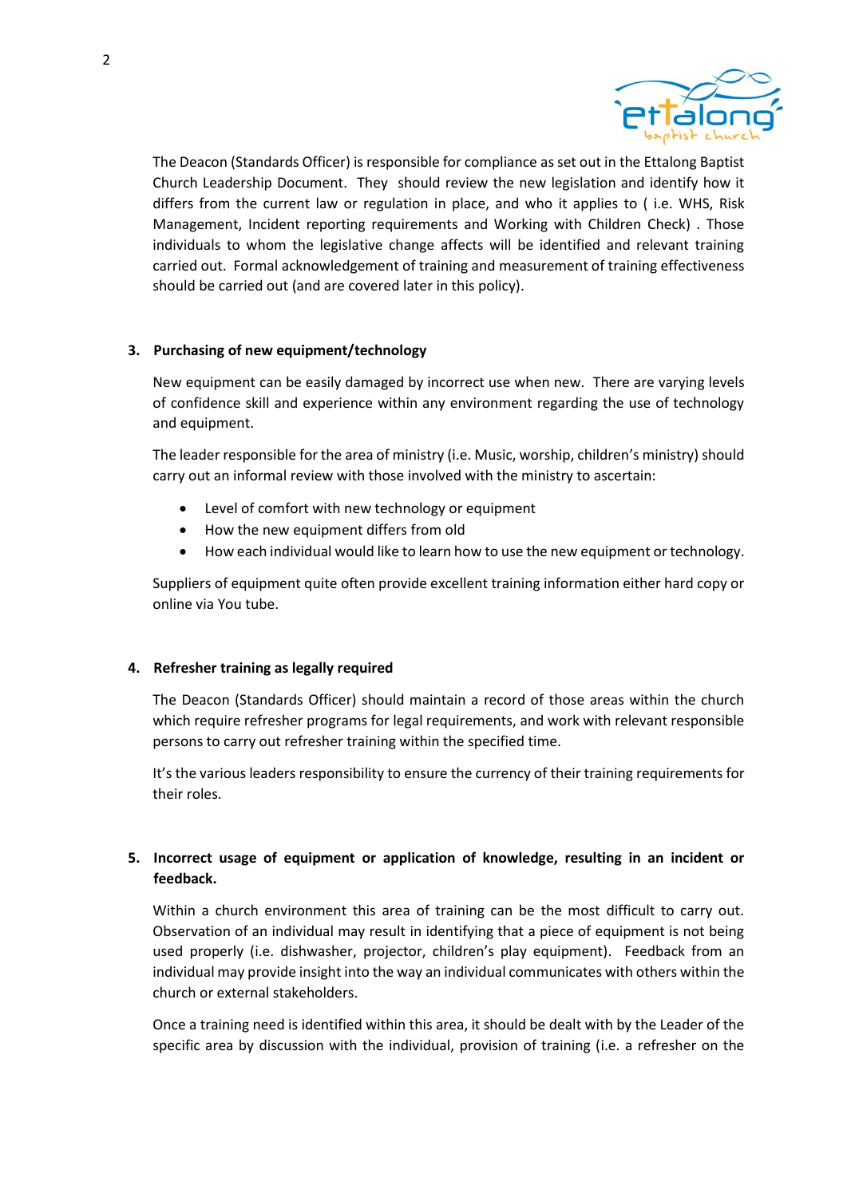The Deacon (Standards Officer) is responsible for compliance as set out in the Ettalong Baptist Church Leadership Document. They should review the new legislation and identify how it differs from the current law or regulation in place, and who it applies to ( i.e. WHS, Risk Management, Incident reporting requirements and Working with Children Check) . Those individuals to whom the legislative change affects will be identified and relevant training carried out. Formal acknowledgement of training and measurement of training effectiveness should be carried out (and are covered later in this policy).

### 3. Purchasing of new equipment/technology

New equipment can be easily damaged by incorrect use when new. There are varying levels of confidence skill and experience within any environment regarding the use of technology and equipment.

The leader responsible for the area of ministry (i.e. Music, worship, children's ministry) should carry out an informal review with those involved with the ministry to ascertain:

- Level of comfort with new technology or equipment
- How the new equipment differs from old
- How each individual would like to learn how to use the new equipment or technology.

Suppliers of equipment quite often provide excellent training information either hard copy or online via You tube.

### 4. Refresher training as legally required

The Deacon (Standards Officer) should maintain a record of those areas within the church which require refresher programs for legal requirements, and work with relevant responsible persons to carry out refresher training within the specified time.

It's the various leaders responsibility to ensure the currency of their training requirements for their roles.

### 5. Incorrect usage of equipment or application of knowledge, resulting in an incident or feedback.

Within a church environment this area of training can be the most difficult to carry out. Observation of an individual may result in identifying that a piece of equipment is not being used properly (i.e. dishwasher, projector, children's play equipment). Feedback from an individual may provide insight into the way an individual communicates with others within the church or external stakeholders.

Once a training need is identified within this area, it should be dealt with by the Leader of the specific area by discussion with the individual, provision of training (i.e. a refresher on the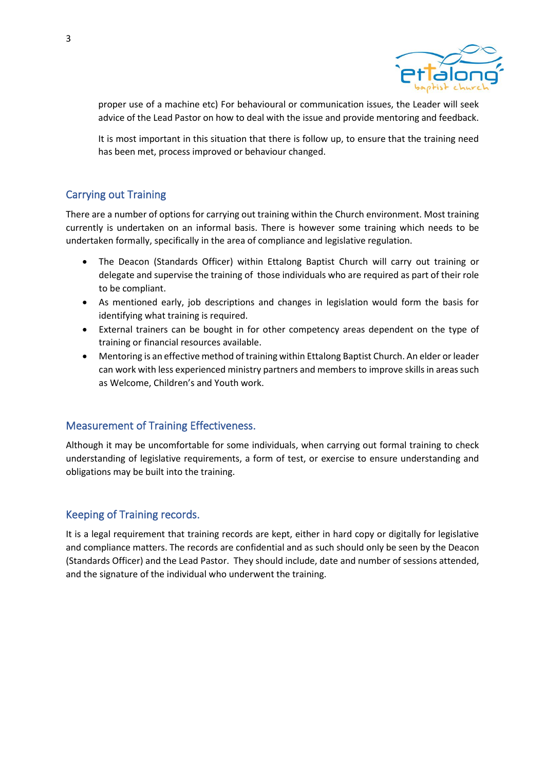proper use of a machine etc) For behavioural or communication issues, the Leader will seek advice of the Lead Pastor on how to deal with the issue and provide mentoring and feedback.

It is most important in this situation that there is follow up, to ensure that the training need has been met, process improved or behaviour changed.

## Carrying out Training

There are a number of options for carrying out training within the Church environment. Most training currently is undertaken on an informal basis. There is however some training which needs to be undertaken formally, specifically in the area of compliance and legislative regulation.

- The Deacon (Standards Officer) within Ettalong Baptist Church will carry out training or delegate and supervise the training of those individuals who are required as part of their role to be compliant.
- As mentioned early, job descriptions and changes in legislation would form the basis for identifying what training is required.
- External trainers can be bought in for other competency areas dependent on the type of training or financial resources available.
- Mentoring is an effective method of training within Ettalong Baptist Church. An elder or leader can work with less experienced ministry partners and members to improve skills in areas such as Welcome, Children's and Youth work.

## Measurement of Training Effectiveness.

Although it may be uncomfortable for some individuals, when carrying out formal training to check understanding of legislative requirements, a form of test, or exercise to ensure understanding and obligations may be built into the training.

## Keeping of Training records.

It is a legal requirement that training records are kept, either in hard copy or digitally for legislative and compliance matters. The records are confidential and as such should only be seen by the Deacon (Standards Officer) and the Lead Pastor. They should include, date and number of sessions attended, and the signature of the individual who underwent the training.